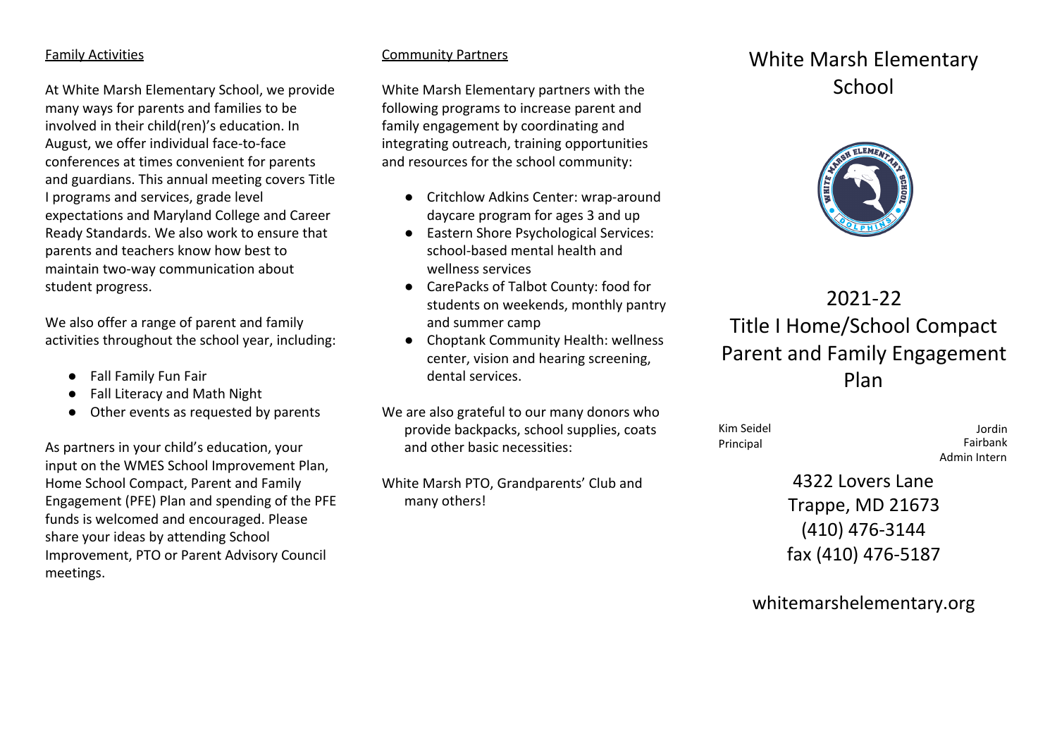## Family Activities

At White Marsh Elementary School, we provide many ways for parents and families to be involved in their child(ren)'s education. In August, we offer individual face-to-face conferences at times convenient for parents and guardians. This annual meeting covers Title I programs and services, grade level expectations and Maryland College and Career Ready Standards. We also work to ensure that parents and teachers know how best to maintain two-way communication about student progress.

We also offer a range of parent and family activities throughout the school year, including:

- Fall Family Fun Fair
- Fall Literacy and Math Night
- Other events as requested by parents

As partners in your child's education, your input on the WMES School Improvement Plan, Home School Compact, Parent and Family Engagement (PFE) Plan and spending of the PFE funds is welcomed and encouraged. Please share your ideas by attending School Improvement, PTO or Parent Advisory Council meetings.

## Community Partners

White Marsh Elementary partners with the following programs to increase parent and family engagement by coordinating and integrating outreach, training opportunities and resources for the school community:

- Critchlow Adkins Center: wrap-around daycare program for ages 3 and up
- Eastern Shore Psychological Services: school-based mental health and wellness services
- CarePacks of Talbot County: food for students on weekends, monthly pantry and summer camp
- Choptank Community Health: wellness center, vision and hearing screening, dental services.

We are also grateful to our many donors who provide backpacks, school supplies, coats and other basic necessities:

White Marsh PTO, Grandparents' Club and many others!

# White Marsh Elementary School

# 2021-22 Title I Home/School Compact Parent and Family Engagement Plan

Kim Seidel
Principal

Jordin Fairbank
Admin Intern

4322 Lovers Lane
Trappe, MD 21673
(410) 476-3144
fax (410) 476-5187

whitemarshelementary.org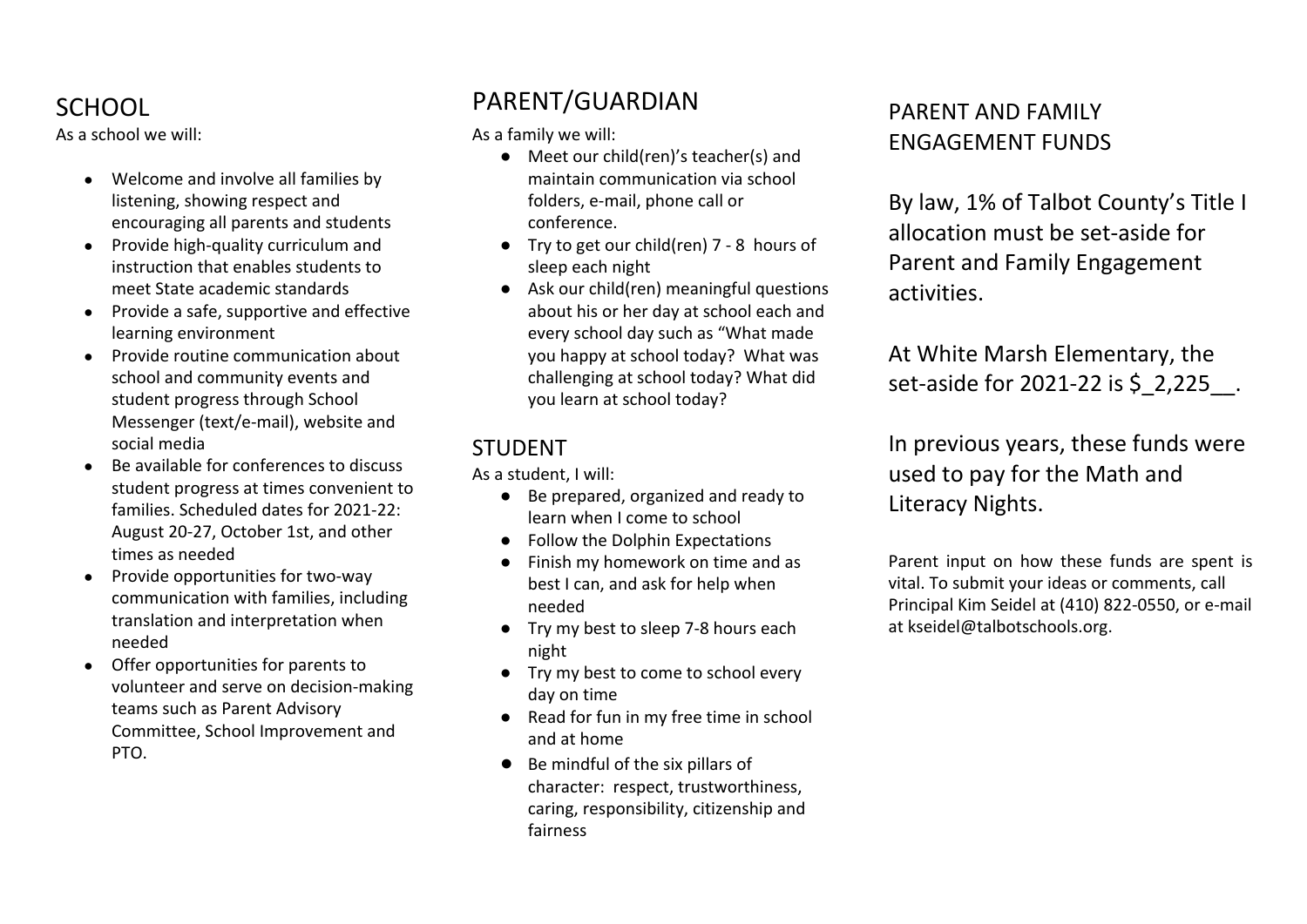## SCHOOL

As a school we will:

- Welcome and involve all families by listening, showing respect and encouraging all parents and students
- Provide high-quality curriculum and instruction that enables students to meet State academic standards
- Provide a safe, supportive and effective learning environment
- Provide routine communication about school and community events and student progress through School Messenger (text/e-mail), website and social media
- Be available for conferences to discuss student progress at times convenient to families. Scheduled dates for 2021-22: August 20-27, October 1st, and other times as needed
- Provide opportunities for two-way communication with families, including translation and interpretation when needed
- Offer opportunities for parents to volunteer and serve on decision-making teams such as Parent Advisory Committee, School Improvement and PTO.

## PARENT/GUARDIAN

As a family we will:

- Meet our child(ren)'s teacher(s) and maintain communication via school folders, e-mail, phone call or conference.
- Try to get our child(ren) 7 - 8 hours of sleep each night
- Ask our child(ren) meaningful questions about his or her day at school each and every school day such as "What made you happy at school today? What was challenging at school today? What did you learn at school today?

## STUDENT

As a student, I will:

- Be prepared, organized and ready to learn when I come to school
- Follow the Dolphin Expectations
- Finish my homework on time and as best I can, and ask for help when needed
- Try my best to sleep 7-8 hours each night
- Try my best to come to school every day on time
- Read for fun in my free time in school and at home
- Be mindful of the six pillars of character: respect, trustworthiness, caring, responsibility, citizenship and fairness

## PARENT AND FAMILY ENGAGEMENT FUNDS

By law, 1% of Talbot County's Title I allocation must be set-aside for Parent and Family Engagement activities.

At White Marsh Elementary, the set-aside for 2021-22 is $_2,225__.

In previous years, these funds were used to pay for the Math and Literacy Nights.

Parent input on how these funds are spent is vital. To submit your ideas or comments, call Principal Kim Seidel at (410) 822-0550, or e-mail at kseidel@talbotschools.org.